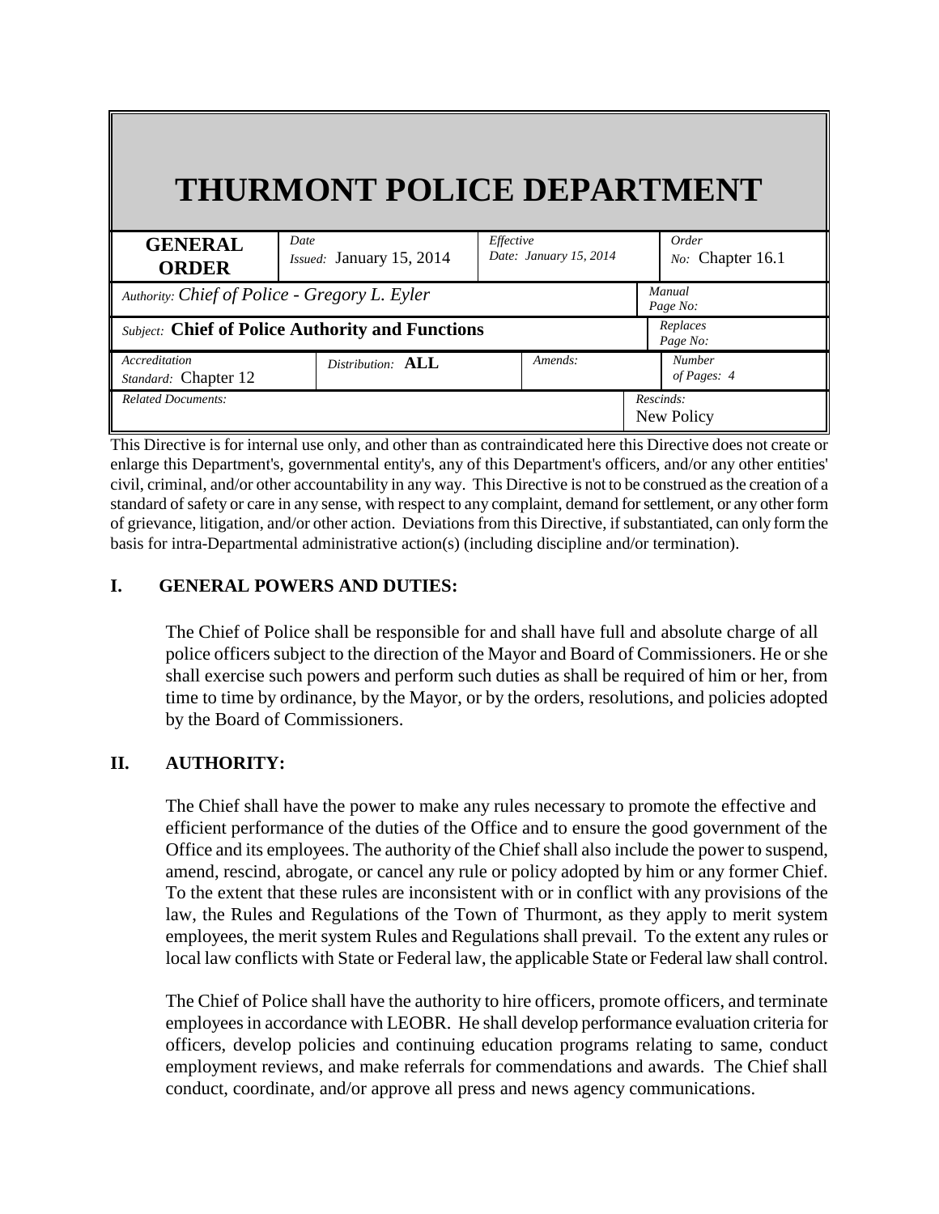# THURMONT POLICE DEPARTMENT

| **GENERAL ORDER** | *Date Issued:* January 15, 2014 | *Effective Date: January 15, 2014* | *Order No:* Chapter 16.1 |
|---|---|---|---|
| *Authority: Chief of Police - Gregory L. Eyler* | | | *Manual Page No:* |
| *Subject:* **Chief of Police Authority and Functions** | | | *Replaces Page No:* |
| *Accreditation Standard:* Chapter 12 | *Distribution:* **ALL** | *Amends:* | *Number of Pages: 4* |
| *Related Documents:* | | | *Rescinds:* New Policy |

This Directive is for internal use only, and other than as contraindicated here this Directive does not create or enlarge this Department's, governmental entity's, any of this Department's officers, and/or any other entities' civil, criminal, and/or other accountability in any way. This Directive is not to be construed as the creation of a standard of safety or care in any sense, with respect to any complaint, demand for settlement, or any other form of grievance, litigation, and/or other action. Deviations from this Directive, if substantiated, can only form the basis for intra-Departmental administrative action(s) (including discipline and/or termination).

## I. GENERAL POWERS AND DUTIES:

The Chief of Police shall be responsible for and shall have full and absolute charge of all police officers subject to the direction of the Mayor and Board of Commissioners. He or she shall exercise such powers and perform such duties as shall be required of him or her, from time to time by ordinance, by the Mayor, or by the orders, resolutions, and policies adopted by the Board of Commissioners.

## II. AUTHORITY:

The Chief shall have the power to make any rules necessary to promote the effective and efficient performance of the duties of the Office and to ensure the good government of the Office and its employees. The authority of the Chief shall also include the power to suspend, amend, rescind, abrogate, or cancel any rule or policy adopted by him or any former Chief. To the extent that these rules are inconsistent with or in conflict with any provisions of the law, the Rules and Regulations of the Town of Thurmont, as they apply to merit system employees, the merit system Rules and Regulations shall prevail. To the extent any rules or local law conflicts with State or Federal law, the applicable State or Federal law shall control.

The Chief of Police shall have the authority to hire officers, promote officers, and terminate employees in accordance with LEOBR. He shall develop performance evaluation criteria for officers, develop policies and continuing education programs relating to same, conduct employment reviews, and make referrals for commendations and awards. The Chief shall conduct, coordinate, and/or approve all press and news agency communications.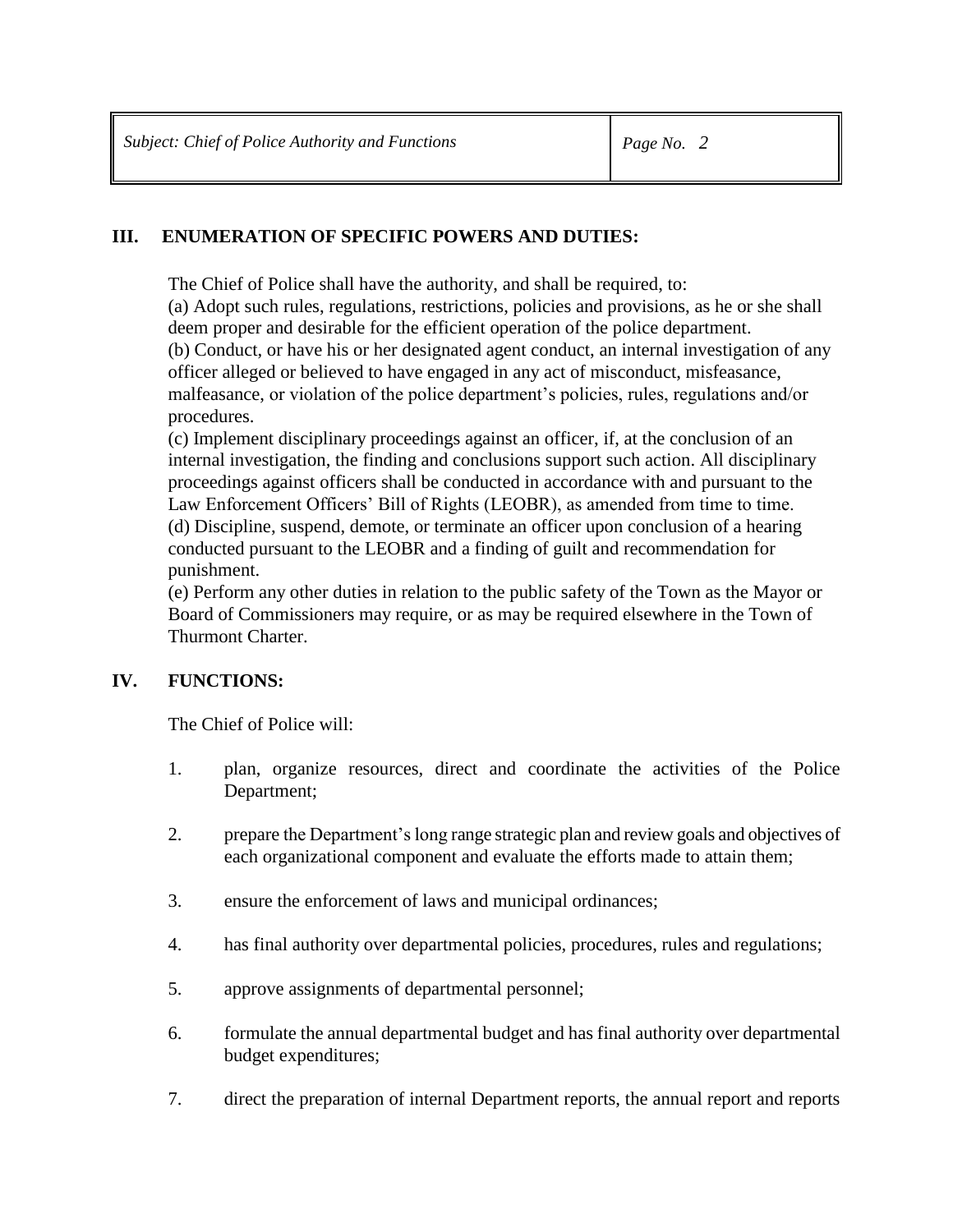## III. ENUMERATION OF SPECIFIC POWERS AND DUTIES:

The Chief of Police shall have the authority, and shall be required, to:

(a) Adopt such rules, regulations, restrictions, policies and provisions, as he or she shall deem proper and desirable for the efficient operation of the police department.

(b) Conduct, or have his or her designated agent conduct, an internal investigation of any officer alleged or believed to have engaged in any act of misconduct, misfeasance, malfeasance, or violation of the police department's policies, rules, regulations and/or procedures.

(c) Implement disciplinary proceedings against an officer, if, at the conclusion of an internal investigation, the finding and conclusions support such action. All disciplinary proceedings against officers shall be conducted in accordance with and pursuant to the Law Enforcement Officers' Bill of Rights (LEOBR), as amended from time to time.

(d) Discipline, suspend, demote, or terminate an officer upon conclusion of a hearing conducted pursuant to the LEOBR and a finding of guilt and recommendation for punishment.

(e) Perform any other duties in relation to the public safety of the Town as the Mayor or Board of Commissioners may require, or as may be required elsewhere in the Town of Thurmont Charter.

## IV. FUNCTIONS:

The Chief of Police will:

1. plan, organize resources, direct and coordinate the activities of the Police Department;

2. prepare the Department's long range strategic plan and review goals and objectives of each organizational component and evaluate the efforts made to attain them;

3. ensure the enforcement of laws and municipal ordinances;

4. has final authority over departmental policies, procedures, rules and regulations;

5. approve assignments of departmental personnel;

6. formulate the annual departmental budget and has final authority over departmental budget expenditures;

7. direct the preparation of internal Department reports, the annual report and reports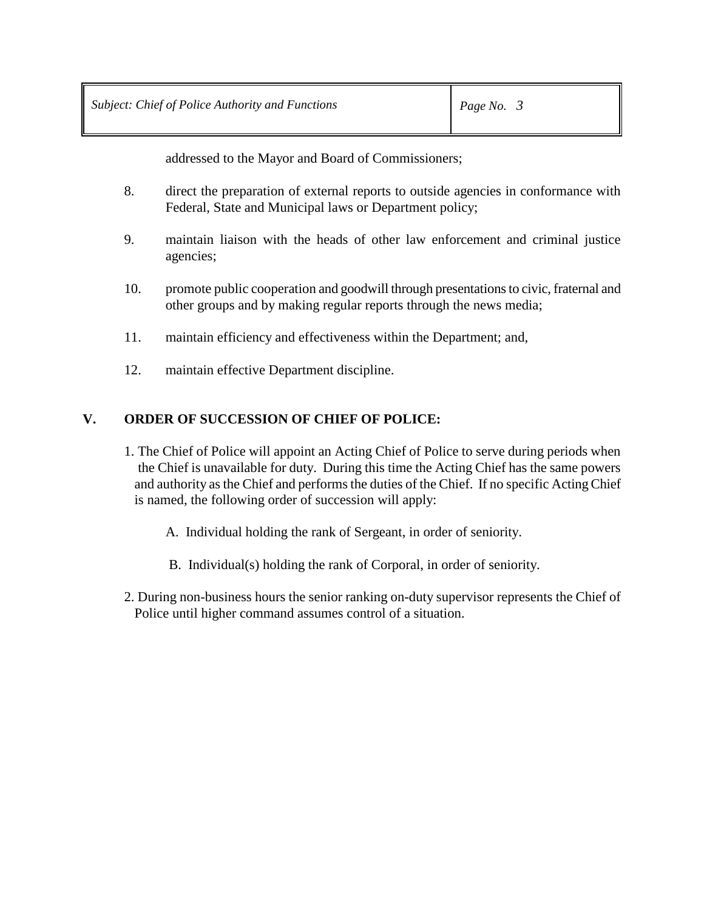addressed to the Mayor and Board of Commissioners;

8. direct the preparation of external reports to outside agencies in conformance with Federal, State and Municipal laws or Department policy;

9. maintain liaison with the heads of other law enforcement and criminal justice agencies;

10. promote public cooperation and goodwill through presentations to civic, fraternal and other groups and by making regular reports through the news media;

11. maintain efficiency and effectiveness within the Department; and,

12. maintain effective Department discipline.

## V. ORDER OF SUCCESSION OF CHIEF OF POLICE:

1. The Chief of Police will appoint an Acting Chief of Police to serve during periods when the Chief is unavailable for duty. During this time the Acting Chief has the same powers and authority as the Chief and performs the duties of the Chief. If no specific Acting Chief is named, the following order of succession will apply:

   A. Individual holding the rank of Sergeant, in order of seniority.

   B. Individual(s) holding the rank of Corporal, in order of seniority.

2. During non-business hours the senior ranking on-duty supervisor represents the Chief of Police until higher command assumes control of a situation.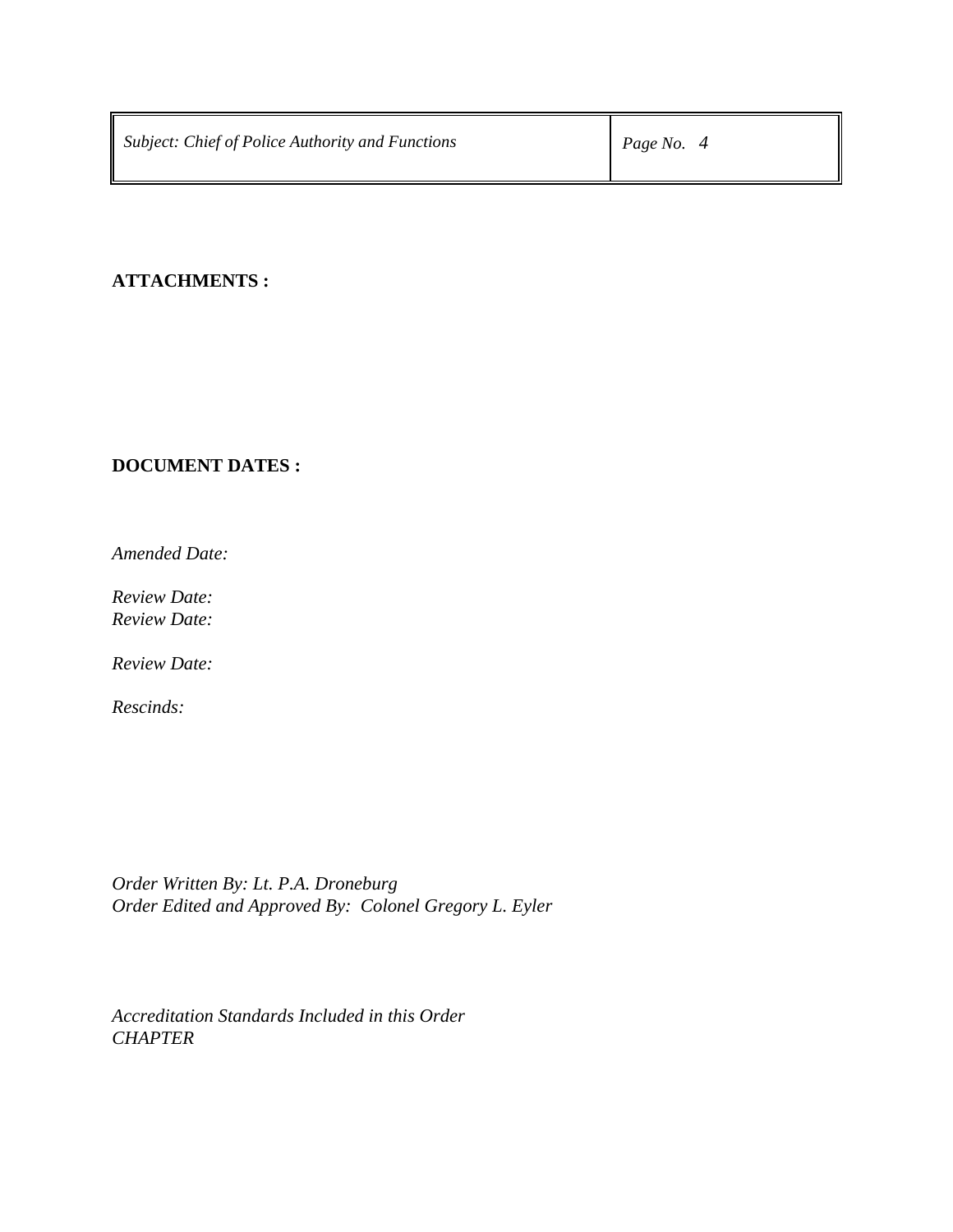**ATTACHMENTS :**

**DOCUMENT DATES :**

*Amended Date:*

*Review Date:*
*Review Date:*

*Review Date:*

*Rescinds:*

*Order Written By: Lt. P.A. Droneburg*
*Order Edited and Approved By: Colonel Gregory L. Eyler*

*Accreditation Standards Included in this Order*
*CHAPTER*